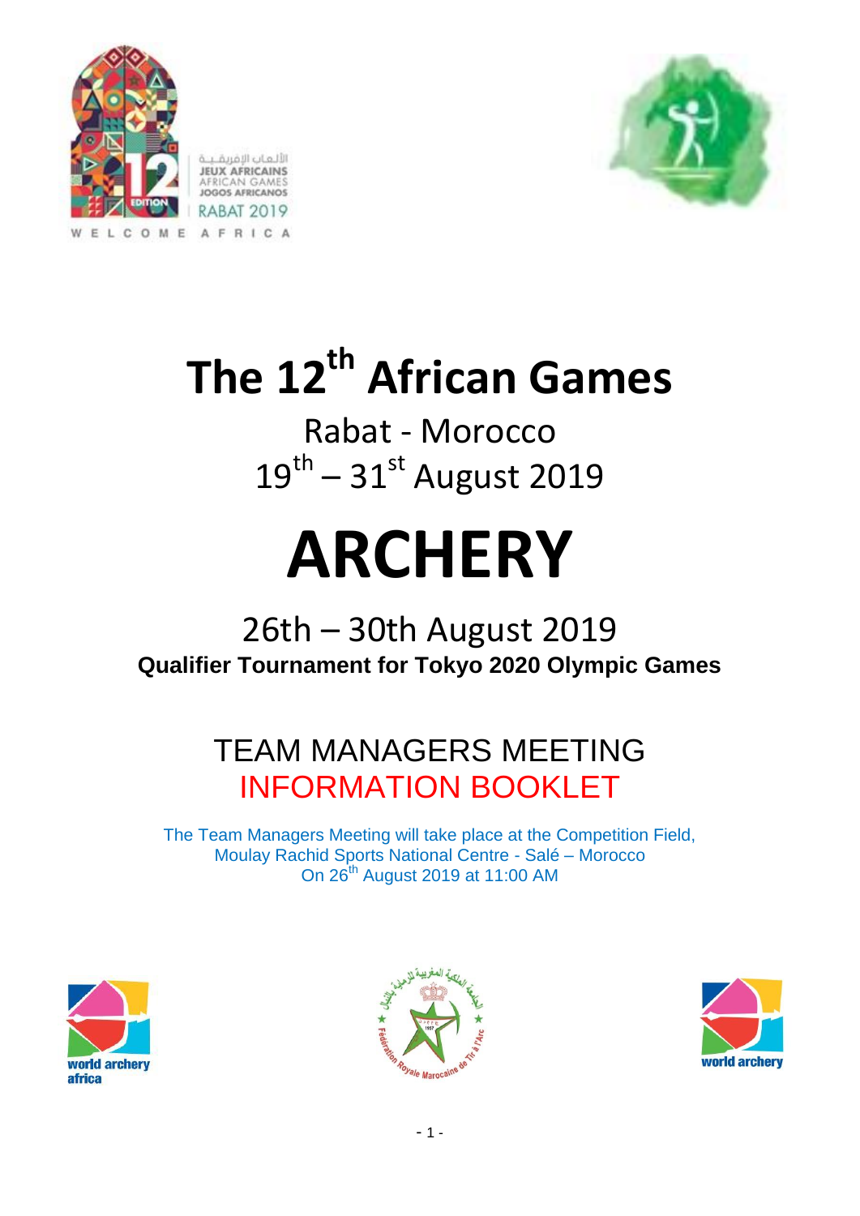# The 12th African Games

## Rabat - Morocco

## 19th – 31st August 2019

# ARCHERY

## 26th – 30th August 2019

**Qualifier Tournament for Tokyo 2020 Olympic Games**

## TEAM MANAGERS MEETING
## INFORMATION BOOKLET

The Team Managers Meeting will take place at the Competition Field, Moulay Rachid Sports National Centre - Salé – Morocco On 26th August 2019 at 11:00 AM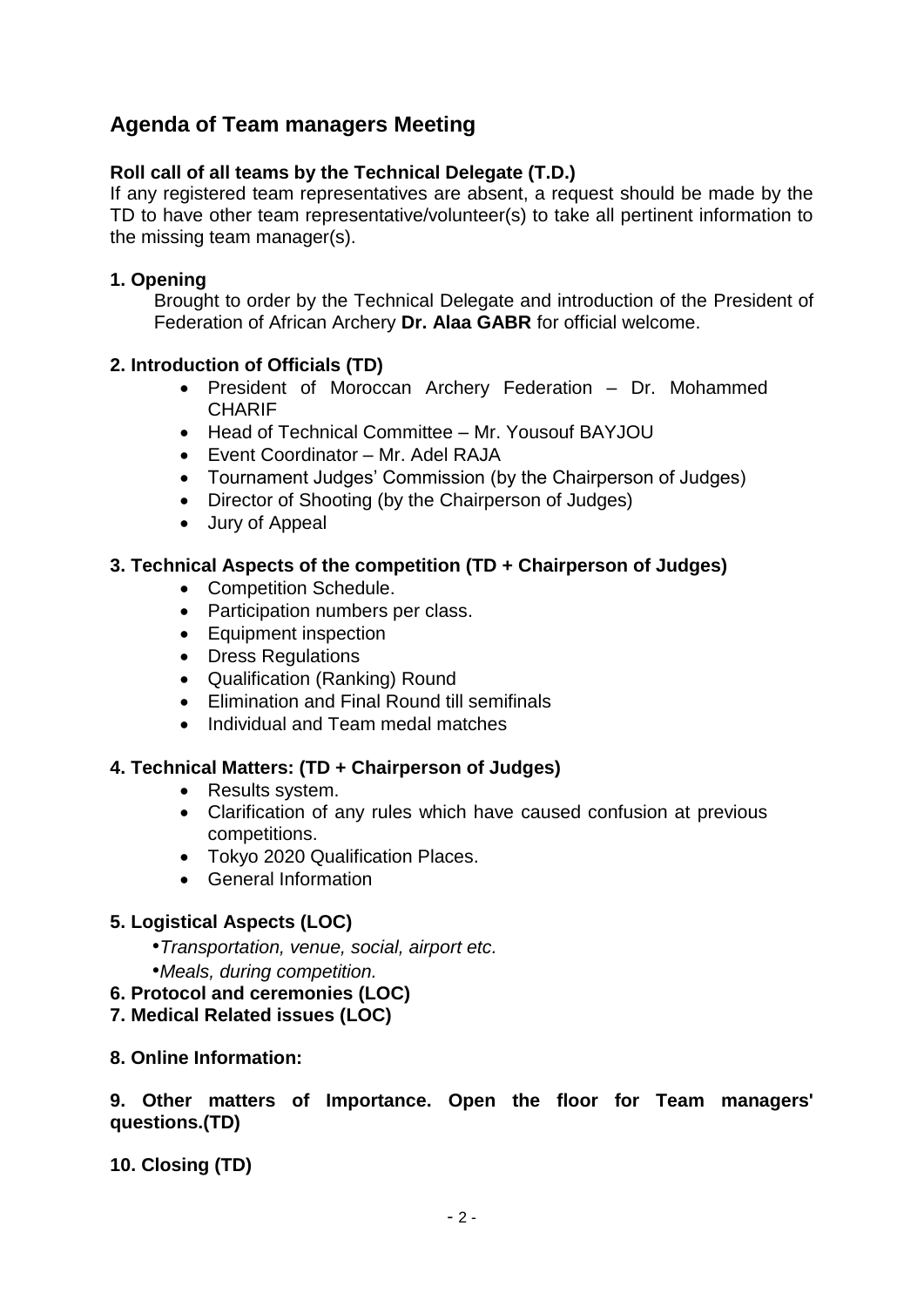## Agenda of Team managers Meeting

**Roll call of all teams by the Technical Delegate (T.D.)**
If any registered team representatives are absent, a request should be made by the TD to have other team representative/volunteer(s) to take all pertinent information to the missing team manager(s).

**1. Opening**

Brought to order by the Technical Delegate and introduction of the President of Federation of African Archery **Dr. Alaa GABR** for official welcome.

**2. Introduction of Officials (TD)**

- President of Moroccan Archery Federation – Dr. Mohammed CHARIF
- Head of Technical Committee – Mr. Yousouf BAYJOU
- Event Coordinator – Mr. Adel RAJA
- Tournament Judges' Commission (by the Chairperson of Judges)
- Director of Shooting (by the Chairperson of Judges)
- Jury of Appeal

**3. Technical Aspects of the competition (TD + Chairperson of Judges)**

- Competition Schedule.
- Participation numbers per class.
- Equipment inspection
- Dress Regulations
- Qualification (Ranking) Round
- Elimination and Final Round till semifinals
- Individual and Team medal matches

**4. Technical Matters: (TD + Chairperson of Judges)**

- Results system.
- Clarification of any rules which have caused confusion at previous competitions.
- Tokyo 2020 Qualification Places.
- General Information

**5. Logistical Aspects (LOC)**

- *Transportation, venue, social, airport etc.*
- *Meals, during competition.*

**6. Protocol and ceremonies (LOC)**

**7. Medical Related issues (LOC)**

**8. Online Information:**

**9. Other matters of Importance. Open the floor for Team managers' questions.(TD)**

**10. Closing (TD)**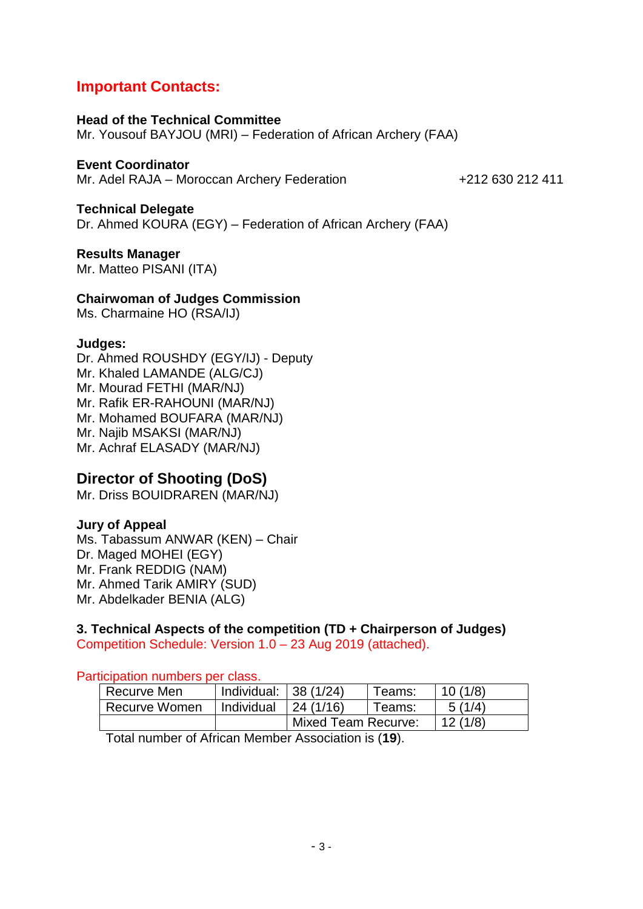## Important Contacts:

**Head of the Technical Committee**
Mr. Yousouf BAYJOU (MRI) – Federation of African Archery (FAA)

**Event Coordinator**
Mr. Adel RAJA – Moroccan Archery Federation +212 630 212 411

**Technical Delegate**
Dr. Ahmed KOURA (EGY) – Federation of African Archery (FAA)

**Results Manager**
Mr. Matteo PISANI (ITA)

**Chairwoman of Judges Commission**
Ms. Charmaine HO (RSA/IJ)

**Judges:**
Dr. Ahmed ROUSHDY (EGY/IJ) - Deputy
Mr. Khaled LAMANDE (ALG/CJ)
Mr. Mourad FETHI (MAR/NJ)
Mr. Rafik ER-RAHOUNI (MAR/NJ)
Mr. Mohamed BOUFARA (MAR/NJ)
Mr. Najib MSAKSI (MAR/NJ)
Mr. Achraf ELASADY (MAR/NJ)

## Director of Shooting (DoS)
Mr. Driss BOUIDRAREN (MAR/NJ)

**Jury of Appeal**
Ms. Tabassum ANWAR (KEN) – Chair
Dr. Maged MOHEI (EGY)
Mr. Frank REDDIG (NAM)
Mr. Ahmed Tarik AMIRY (SUD)
Mr. Abdelkader BENIA (ALG)

**3. Technical Aspects of the competition (TD + Chairperson of Judges)**
Competition Schedule: Version 1.0 – 23 Aug 2019 (attached).

Participation numbers per class.

| Recurve Men | Individual: | 38 (1/24) | Teams: | 10 (1/8) |
|---|---|---|---|---|
| Recurve Women | Individual | 24 (1/16) | Teams: | 5 (1/4) |
| | | Mixed Team Recurve: | | 12 (1/8) |

Total number of African Member Association is (**19**).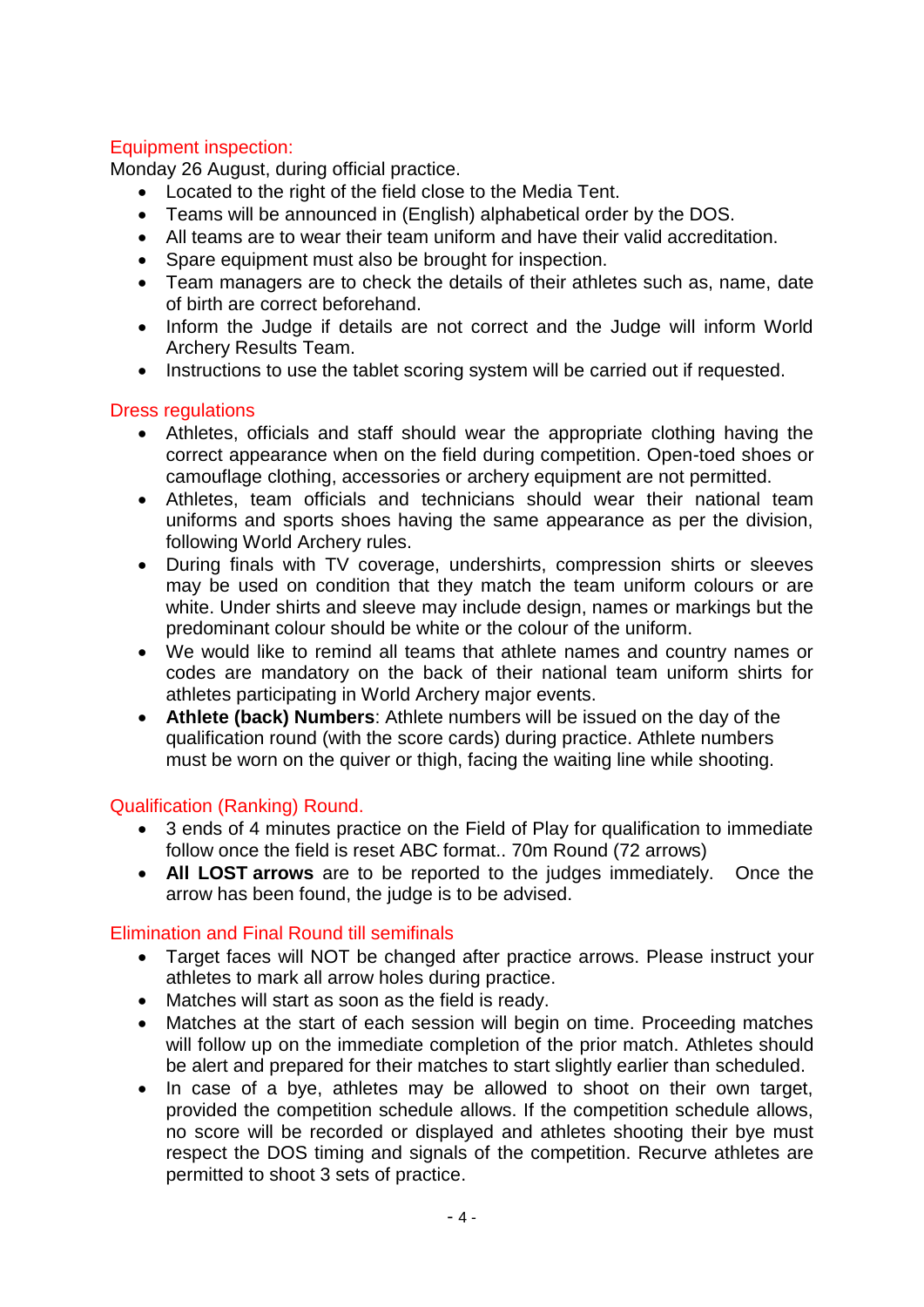## Equipment inspection:

Monday 26 August, during official practice.

- Located to the right of the field close to the Media Tent.
- Teams will be announced in (English) alphabetical order by the DOS.
- All teams are to wear their team uniform and have their valid accreditation.
- Spare equipment must also be brought for inspection.
- Team managers are to check the details of their athletes such as, name, date of birth are correct beforehand.
- Inform the Judge if details are not correct and the Judge will inform World Archery Results Team.
- Instructions to use the tablet scoring system will be carried out if requested.

## Dress regulations

- Athletes, officials and staff should wear the appropriate clothing having the correct appearance when on the field during competition. Open-toed shoes or camouflage clothing, accessories or archery equipment are not permitted.
- Athletes, team officials and technicians should wear their national team uniforms and sports shoes having the same appearance as per the division, following World Archery rules.
- During finals with TV coverage, undershirts, compression shirts or sleeves may be used on condition that they match the team uniform colours or are white. Under shirts and sleeve may include design, names or markings but the predominant colour should be white or the colour of the uniform.
- We would like to remind all teams that athlete names and country names or codes are mandatory on the back of their national team uniform shirts for athletes participating in World Archery major events.
- **Athlete (back) Numbers**: Athlete numbers will be issued on the day of the qualification round (with the score cards) during practice. Athlete numbers must be worn on the quiver or thigh, facing the waiting line while shooting.

## Qualification (Ranking) Round.

- 3 ends of 4 minutes practice on the Field of Play for qualification to immediate follow once the field is reset ABC format.. 70m Round (72 arrows)
- **All LOST arrows** are to be reported to the judges immediately. Once the arrow has been found, the judge is to be advised.

## Elimination and Final Round till semifinals

- Target faces will NOT be changed after practice arrows. Please instruct your athletes to mark all arrow holes during practice.
- Matches will start as soon as the field is ready.
- Matches at the start of each session will begin on time. Proceeding matches will follow up on the immediate completion of the prior match. Athletes should be alert and prepared for their matches to start slightly earlier than scheduled.
- In case of a bye, athletes may be allowed to shoot on their own target, provided the competition schedule allows. If the competition schedule allows, no score will be recorded or displayed and athletes shooting their bye must respect the DOS timing and signals of the competition. Recurve athletes are permitted to shoot 3 sets of practice.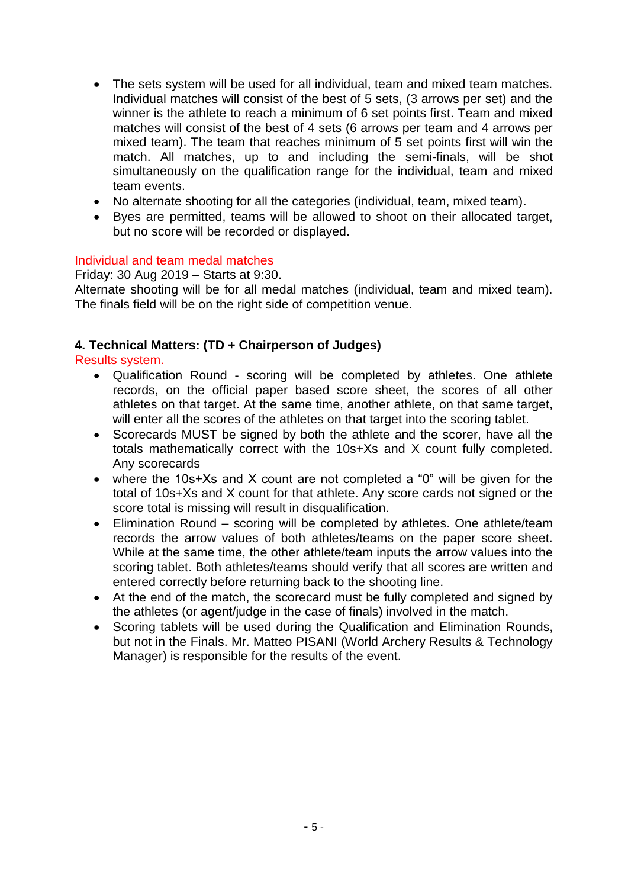- The sets system will be used for all individual, team and mixed team matches. Individual matches will consist of the best of 5 sets, (3 arrows per set) and the winner is the athlete to reach a minimum of 6 set points first. Team and mixed matches will consist of the best of 4 sets (6 arrows per team and 4 arrows per mixed team). The team that reaches minimum of 5 set points first will win the match. All matches, up to and including the semi-finals, will be shot simultaneously on the qualification range for the individual, team and mixed team events.
- No alternate shooting for all the categories (individual, team, mixed team).
- Byes are permitted, teams will be allowed to shoot on their allocated target, but no score will be recorded or displayed.

Individual and team medal matches

Friday: 30 Aug 2019 – Starts at 9:30.

Alternate shooting will be for all medal matches (individual, team and mixed team). The finals field will be on the right side of competition venue.

#### 4. Technical Matters: (TD + Chairperson of Judges)

Results system.

- Qualification Round - scoring will be completed by athletes. One athlete records, on the official paper based score sheet, the scores of all other athletes on that target. At the same time, another athlete, on that same target, will enter all the scores of the athletes on that target into the scoring tablet.
- Scorecards MUST be signed by both the athlete and the scorer, have all the totals mathematically correct with the 10s+Xs and X count fully completed. Any scorecards
- where the 10s+Xs and X count are not completed a "0" will be given for the total of 10s+Xs and X count for that athlete. Any score cards not signed or the score total is missing will result in disqualification.
- Elimination Round – scoring will be completed by athletes. One athlete/team records the arrow values of both athletes/teams on the paper score sheet. While at the same time, the other athlete/team inputs the arrow values into the scoring tablet. Both athletes/teams should verify that all scores are written and entered correctly before returning back to the shooting line.
- At the end of the match, the scorecard must be fully completed and signed by the athletes (or agent/judge in the case of finals) involved in the match.
- Scoring tablets will be used during the Qualification and Elimination Rounds, but not in the Finals. Mr. Matteo PISANI (World Archery Results & Technology Manager) is responsible for the results of the event.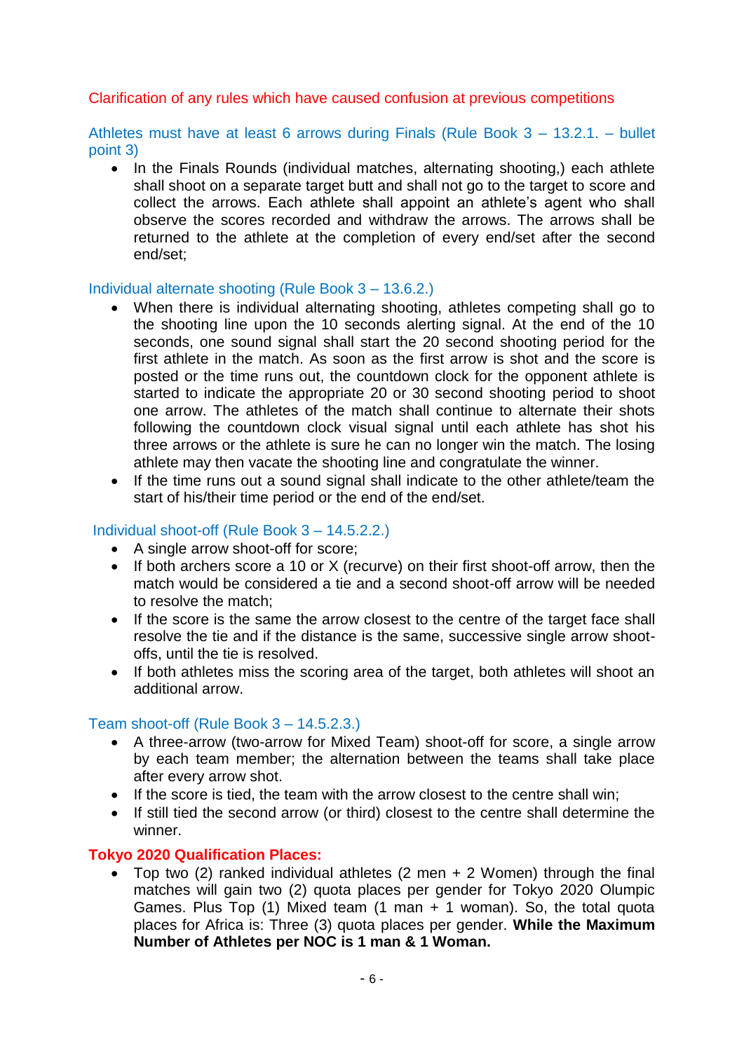## Clarification of any rules which have caused confusion at previous competitions

### Athletes must have at least 6 arrows during Finals (Rule Book 3 – 13.2.1. – bullet point 3)

- In the Finals Rounds (individual matches, alternating shooting,) each athlete shall shoot on a separate target butt and shall not go to the target to score and collect the arrows. Each athlete shall appoint an athlete's agent who shall observe the scores recorded and withdraw the arrows. The arrows shall be returned to the athlete at the completion of every end/set after the second end/set;

### Individual alternate shooting (Rule Book 3 – 13.6.2.)

- When there is individual alternating shooting, athletes competing shall go to the shooting line upon the 10 seconds alerting signal. At the end of the 10 seconds, one sound signal shall start the 20 second shooting period for the first athlete in the match. As soon as the first arrow is shot and the score is posted or the time runs out, the countdown clock for the opponent athlete is started to indicate the appropriate 20 or 30 second shooting period to shoot one arrow. The athletes of the match shall continue to alternate their shots following the countdown clock visual signal until each athlete has shot his three arrows or the athlete is sure he can no longer win the match. The losing athlete may then vacate the shooting line and congratulate the winner.
- If the time runs out a sound signal shall indicate to the other athlete/team the start of his/their time period or the end of the end/set.

### Individual shoot-off (Rule Book 3 – 14.5.2.2.)

- A single arrow shoot-off for score;
- If both archers score a 10 or X (recurve) on their first shoot-off arrow, then the match would be considered a tie and a second shoot-off arrow will be needed to resolve the match;
- If the score is the same the arrow closest to the centre of the target face shall resolve the tie and if the distance is the same, successive single arrow shoot-offs, until the tie is resolved.
- If both athletes miss the scoring area of the target, both athletes will shoot an additional arrow.

### Team shoot-off (Rule Book 3 – 14.5.2.3.)

- A three-arrow (two-arrow for Mixed Team) shoot-off for score, a single arrow by each team member; the alternation between the teams shall take place after every arrow shot.
- If the score is tied, the team with the arrow closest to the centre shall win;
- If still tied the second arrow (or third) closest to the centre shall determine the winner.

**Tokyo 2020 Qualification Places:**

- Top two (2) ranked individual athletes (2 men + 2 Women) through the final matches will gain two (2) quota places per gender for Tokyo 2020 Olumpic Games. Plus Top (1) Mixed team (1 man + 1 woman). So, the total quota places for Africa is: Three (3) quota places per gender. **While the Maximum Number of Athletes per NOC is 1 man & 1 Woman.**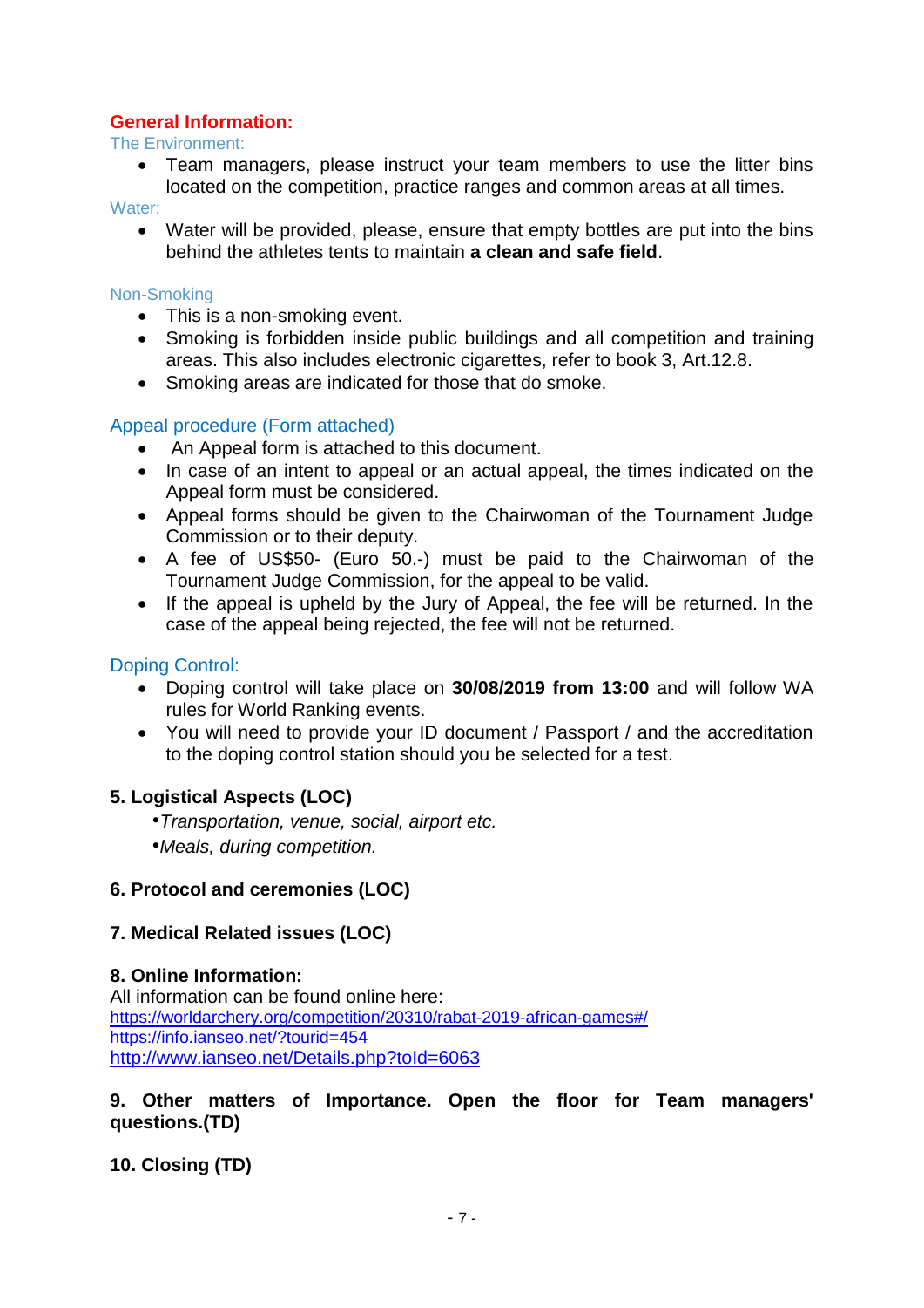## General Information:

### The Environment:

- Team managers, please instruct your team members to use the litter bins located on the competition, practice ranges and common areas at all times.

### Water:

- Water will be provided, please, ensure that empty bottles are put into the bins behind the athletes tents to maintain **a clean and safe field**.

### Non-Smoking

- This is a non-smoking event.
- Smoking is forbidden inside public buildings and all competition and training areas. This also includes electronic cigarettes, refer to book 3, Art.12.8.
- Smoking areas are indicated for those that do smoke.

### Appeal procedure (Form attached)

- An Appeal form is attached to this document.
- In case of an intent to appeal or an actual appeal, the times indicated on the Appeal form must be considered.
- Appeal forms should be given to the Chairwoman of the Tournament Judge Commission or to their deputy.
- A fee of US$50- (Euro 50.-) must be paid to the Chairwoman of the Tournament Judge Commission, for the appeal to be valid.
- If the appeal is upheld by the Jury of Appeal, the fee will be returned. In the case of the appeal being rejected, the fee will not be returned.

### Doping Control:

- Doping control will take place on **30/08/2019 from 13:00** and will follow WA rules for World Ranking events.
- You will need to provide your ID document / Passport / and the accreditation to the doping control station should you be selected for a test.

## 5. Logistical Aspects (LOC)

- *Transportation, venue, social, airport etc.*
- *Meals, during competition.*

## 6. Protocol and ceremonies (LOC)

## 7. Medical Related issues (LOC)

## 8. Online Information:

All information can be found online here:
https://worldarchery.org/competition/20310/rabat-2019-african-games#/
https://info.ianseo.net/?tourid=454
http://www.ianseo.net/Details.php?toId=6063

## 9. Other matters of Importance. Open the floor for Team managers' questions.(TD)

## 10. Closing (TD)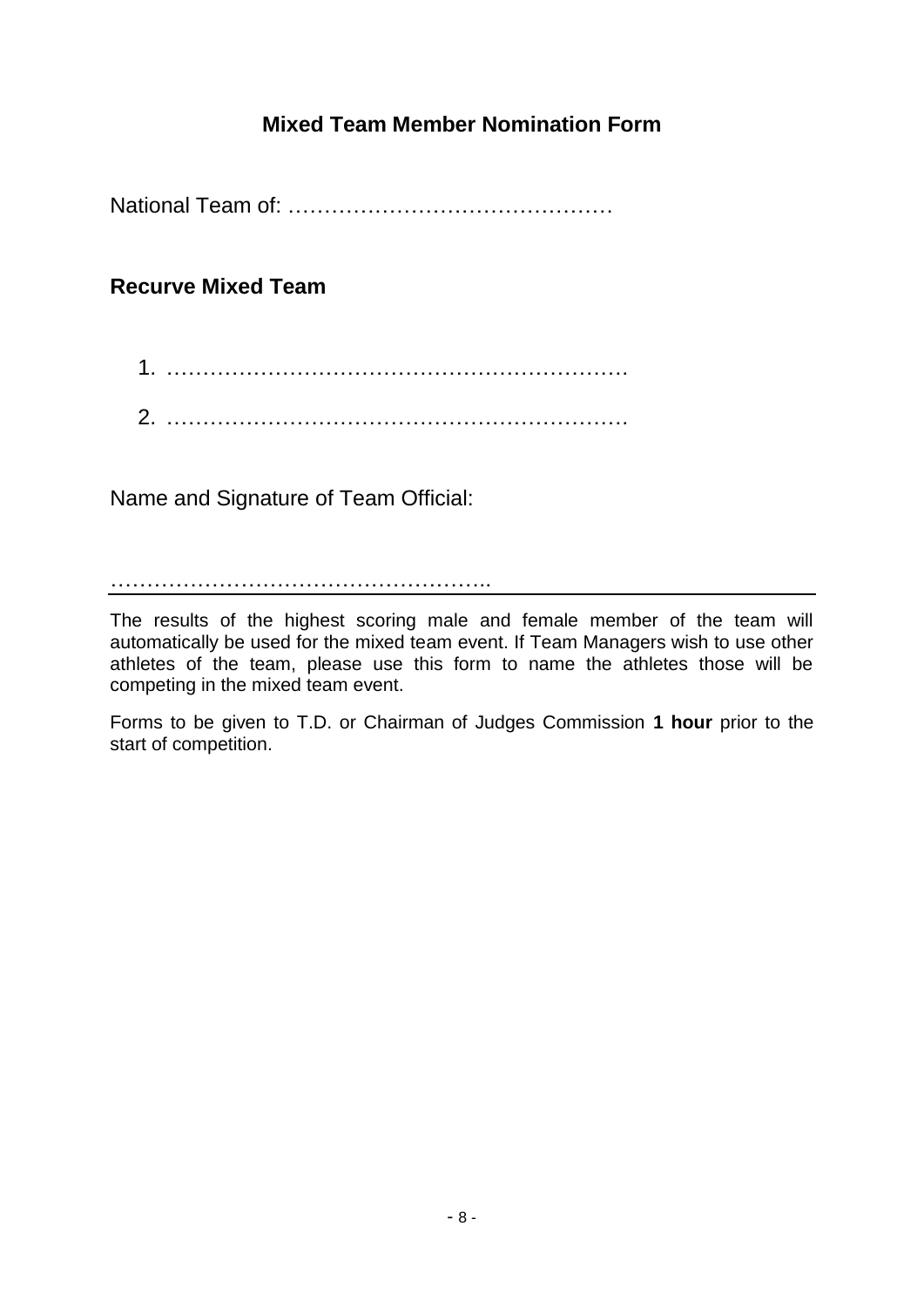## Mixed Team Member Nomination Form

National Team of: ………………………………………

### Recurve Mixed Team

1. ………………………………………………………

2. ………………………………………………………

Name and Signature of Team Official:

……………………………………………..

---

The results of the highest scoring male and female member of the team will automatically be used for the mixed team event. If Team Managers wish to use other athletes of the team, please use this form to name the athletes those will be competing in the mixed team event.

Forms to be given to T.D. or Chairman of Judges Commission **1 hour** prior to the start of competition.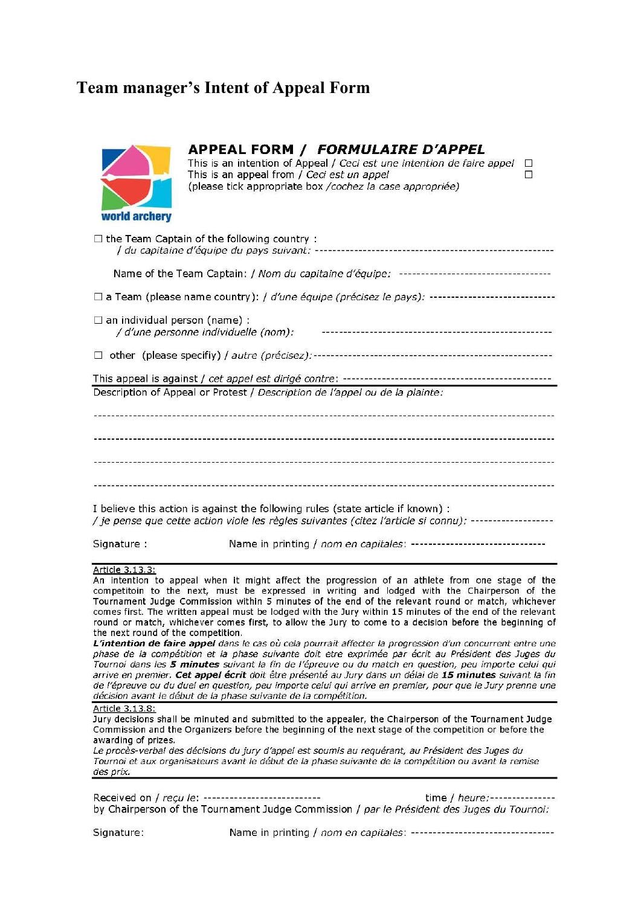# Team manager's Intent of Appeal Form

world archery

## APPEAL FORM / *FORMULAIRE D'APPEL*

This is an intention of Appeal / *Ceci est une intention de faire appel* ☐
This is an appeal from / *Ceci est un appel* ☐
(please tick appropriate box /*cochez la case appropriée*)

☐ the Team Captain of the following country :
*/ du capitaine d'équipe du pays suivant:* ------------------------------------------------------

Name of the Team Captain: / *Nom du capitaine d'équipe:* ----------------------------------

☐ a Team (please name country): / *d'une équipe (précisez le pays):* ----------------------------

☐ an individual person (name) :
*/ d'une personne individuelle (nom):* ----------------------------------------------------

☐ other (please specifiy) / *autre (précisez):*--------------------------------------------------

This appeal is against / *cet appel est dirigé contre:* ----------------------------------------------

Description of Appeal or Protest / *Description de l'appel ou de la plainte:*

---------------------------------------------------------------------------------------------

---------------------------------------------------------------------------------------------

---------------------------------------------------------------------------------------------

---------------------------------------------------------------------------------------------

I believe this action is against the following rules (state article if known) :
*/ je pense que cette action viole les règles suivantes (citez l'article si connu):* ------------------

Signature : Name in printing / *nom en capitales*: ------------------------------

Article 3.13.3:
An intention to appeal when it might affect the progression of an athlete from one stage of the competitoin to the next, must be expressed in writing and lodged with the Chairperson of the Tournament Judge Commission within 5 minutes of the end of the relevant round or match, whichever comes first. The written appeal must be lodged with the Jury within 15 minutes of the end of the relevant round or match, whichever comes first, to allow the Jury to come to a decision before the beginning of the next round of the competition.

***L'intention de faire appel*** *dans le cas où cela pourrait affecter la progression d'un concurrent entre une phase de la compétition et la phase suivante doit etre exprimée par écrit au Président des Juges du Tournoi dans les* ***5 minutes*** *suivant la fin de l'épreuve ou du match en question, peu importe celui qui arrive en premier.* ***Cet appel écrit*** *doit être présenté au Jury dans un délai de* ***15 minutes*** *suivant la fin de l'épreuve ou du duel en question, peu importe celui qui arrive en premier, pour que le Jury prenne une décision avant le début de la phase suivante de la compétition.*

Article 3.13.8:
Jury decisions shall be minuted and submitted to the appealer, the Chairperson of the Tournament Judge Commission and the Organizers before the beginning of the next stage of the competition or before the awarding of prizes.

*Le procès-verbal des décisions du jury d'appel est soumis au requérant, au Président des Juges du Tournoi et aux organisateurs avant le début de la phase suivante de la compétition ou avant la remise des prix.*

Received on / *reçu le*: -------------------------- time / *heure*:---------------
by Chairperson of the Tournament Judge Commission / *par le Président des Juges du Tournoi:*

Signature: Name in printing / *nom en capitales*: --------------------------------